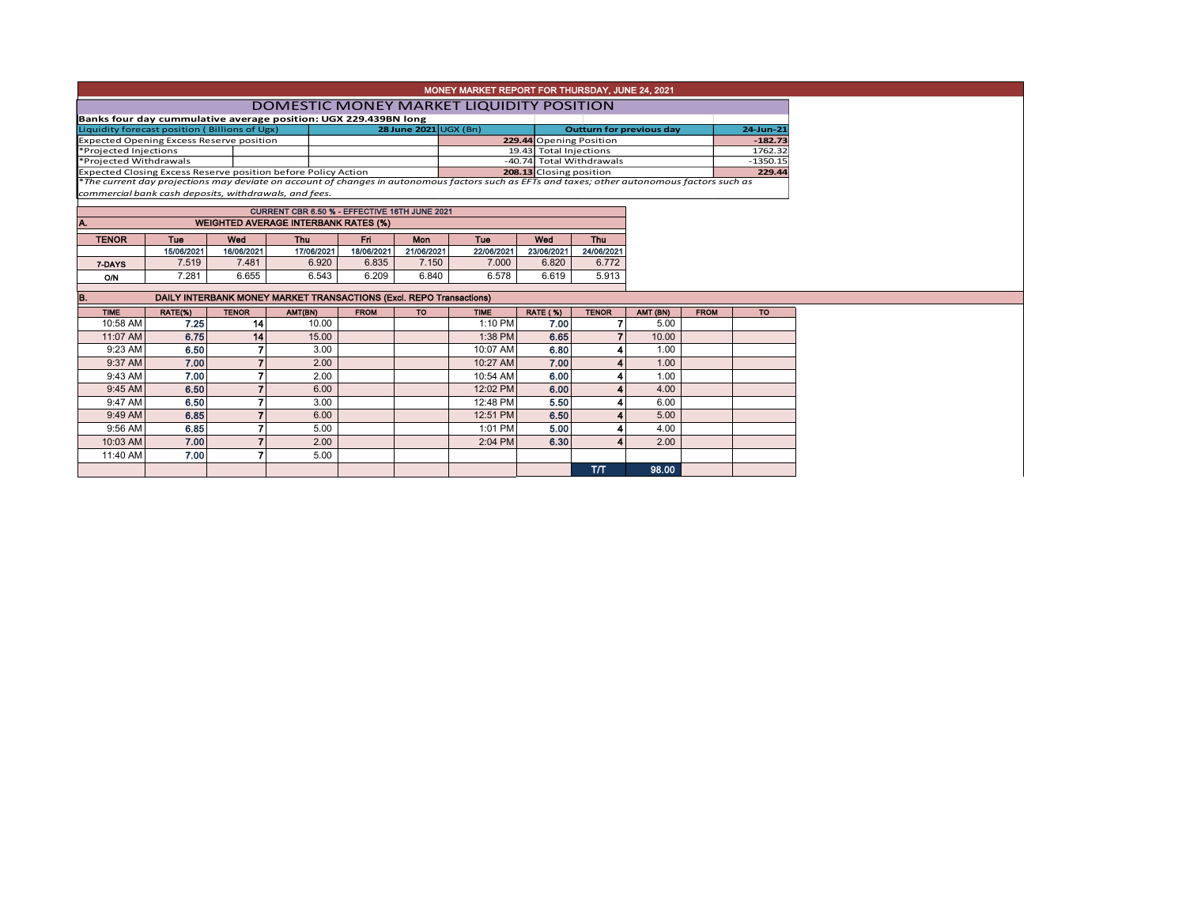# MONEY MARKET REPORT FOR THURSDAY, JUNE 24, 2021

## DOMESTIC MONEY MARKET LIQUIDITY POSITION

**Banks four day cummulative average position: UGX 229.439BN long**

| Liquidity forecast position ( Billions of Ugx) | | 28 June 2021 | UGX (Bn) | Outturn for previous day | 24-Jun-21 |
|---|---|---|---|---|---|
| Expected Opening Excess Reserve position | | | 229.44 | Opening Position | -182.73 |
| *Projected Injections | | | 19.43 | Total Injections | 1762.32 |
| *Projected Withdrawals | | | -40.74 | Total Withdrawals | -1350.15 |
| Expected Closing Excess Reserve position before Policy Action | | | 208.13 | Closing position | 229.44 |

*\*The current day projections may deviate on account of changes in autonomous factors such as EFTs and taxes; other autonomous factors such as commercial bank cash deposits, withdrawals, and fees.*

**CURRENT CBR 6.50 % - EFFECTIVE 16TH JUNE 2021**

### A. WEIGHTED AVERAGE INTERBANK RATES (%)

| TENOR | Tue | Wed | Thu | Fri | Mon | Tue | Wed | Thu |
|---|---|---|---|---|---|---|---|---|
| | 15/06/2021 | 16/06/2021 | 17/06/2021 | 18/06/2021 | 21/06/2021 | 22/06/2021 | 23/06/2021 | 24/06/2021 |
| 7-DAYS | 7.519 | 7.481 | 6.920 | 6.835 | 7.150 | 7.000 | 6.820 | 6.772 |
| O/N | 7.281 | 6.655 | 6.543 | 6.209 | 6.840 | 6.578 | 6.619 | 5.913 |

### B. DAILY INTERBANK MONEY MARKET TRANSACTIONS (Excl. REPO Transactions)

| TIME | RATE(%) | TENOR | AMT(BN) | FROM | TO | TIME | RATE ( %) | TENOR | AMT (BN) | FROM | TO |
|---|---|---|---|---|---|---|---|---|---|---|---|
| 10:58 AM | 7.25 | 14 | 10.00 | | | 1:10 PM | 7.00 | 7 | 5.00 | | |
| 11:07 AM | 6.75 | 14 | 15.00 | | | 1:38 PM | 6.65 | 7 | 10.00 | | |
| 9:23 AM | 6.50 | 7 | 3.00 | | | 10:07 AM | 6.80 | 4 | 1.00 | | |
| 9:37 AM | 7.00 | 7 | 2.00 | | | 10:27 AM | 7.00 | 4 | 1.00 | | |
| 9:43 AM | 7.00 | 7 | 2.00 | | | 10:54 AM | 6.00 | 4 | 1.00 | | |
| 9:45 AM | 6.50 | 7 | 6.00 | | | 12:02 PM | 6.00 | 4 | 4.00 | | |
| 9:47 AM | 6.50 | 7 | 3.00 | | | 12:48 PM | 5.50 | 4 | 6.00 | | |
| 9:49 AM | 6.85 | 7 | 6.00 | | | 12:51 PM | 6.50 | 4 | 5.00 | | |
| 9:56 AM | 6.85 | 7 | 5.00 | | | 1:01 PM | 5.00 | 4 | 4.00 | | |
| 10:03 AM | 7.00 | 7 | 2.00 | | | 2:04 PM | 6.30 | 4 | 2.00 | | |
| 11:40 AM | 7.00 | 7 | 5.00 | | | | | | | | |
| | | | | | | | | T/T | 98.00 | | |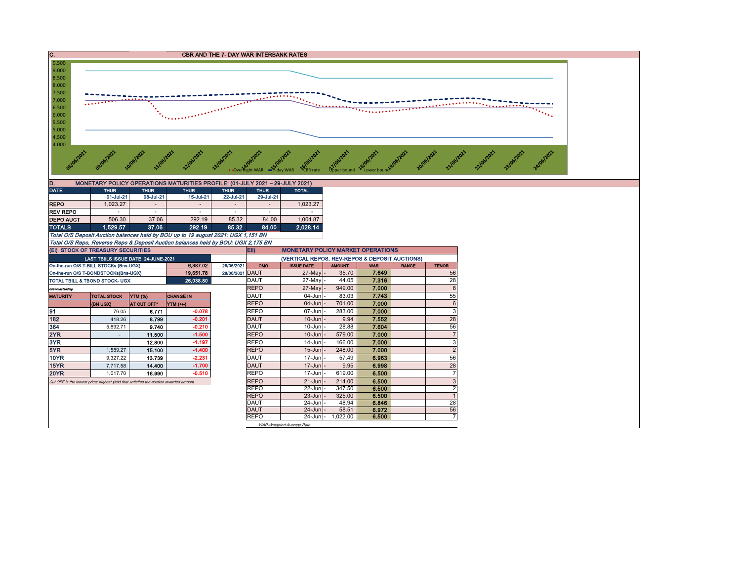## C. CBR AND THE 7- DAY WAR INTERBANK RATES

Legend: Overnight WAR, 7-day WAR, CBR rate, Upper bound, Lower bound

Dates: 08/06/2021, 09/06/2021, 10/06/2021, 11/06/2021, 12/06/2021, 13/06/2021, 14/06/2021, 15/06/2021, 16/06/2021, 17/06/2021, 18/06/2021, 19/06/2021, 20/06/2021, 21/06/2021, 22/06/2021, 23/06/2021, 24/06/2021

## D. MONETARY POLICY OPERATIONS MATURITIES PROFILE: (01-JULY 2021 – 29-JULY 2021)

| DATE | THUR | THUR | THUR | THUR | THUR | TOTAL |
|---|---|---|---|---|---|---|
| | 01-Jul-21 | 08-Jul-21 | 15-Jul-21 | 22-Jul-21 | 29-Jul-21 | |
| REPO | 1,023.27 | - | - | - | - | 1,023.27 |
| REV REPO | - | - | - | - | - | - |
| DEPO AUCT | 506.30 | 37.06 | 292.19 | 85.32 | 84.00 | 1,004.87 |
| TOTALS | 1,529.57 | 37.06 | 292.19 | 85.32 | 84.00 | 2,028.14 |

*Total O/S Deposit Auction balances held by BOU up to 19 august 2021: UGX 1,151 BN*

*Total O/S Repo, Reverse Repo & Deposit Auction balances held by BOU: UGX 2,175 BN*

## (Ei) STOCK OF TREASURY SECURITIES

| LAST TBIILS ISSUE DATE: 24-JUNE-2021 | | |
|---|---|---|
| On-the-run O/S T-BILL STOCKs (Bns-UGX) | 6,387.02 | 28/06/2021 |
| On-the-run O/S T-BONDSTOCKs(Bns-UGX) | 19,651.78 | 28/06/2021 |
| TOTAL TBILL & TBOND STOCK- UGX | 26,038.80 | |

*O/S=Outstanding*

| MATURITY | TOTAL STOCK (BN UGX) | YTM (%) AT CUT OFF* | CHANGE IN YTM (+/-) |
|---|---|---|---|
| 91 | 76.05 | 6.771 | -0.078 |
| 182 | 418.26 | 8.799 | -0.201 |
| 364 | 5,892.71 | 9.740 | -0.210 |
| 2YR | - | 11.500 | -1.500 |
| 3YR | - | 12.800 | -1.197 |
| 5YR | 1,589.27 | 15.100 | -1.400 |
| 10YR | 9,327.22 | 13.739 | -2.231 |
| 15YR | 7,717.58 | 14.400 | -1.700 |
| 20YR | 1,017.70 | 16.990 | -0.510 |

*Cut OFF is the lowest price/ highest yield that satisfies the auction awarded amount.*

## Eii) MONETARY POLICY MARKET OPERATIONS

(VERTICAL REPOS, REV-REPOS & DEPOSIT AUCTIONS)

| OMO | ISSUE DATE | AMOUNT | WAR | RANGE | TENOR |
|---|---|---|---|---|---|
| DAUT | 27-May - | 35.70 | 7.649 | | 56 |
| DAUT | 27-May - | 44.05 | 7.316 | | 28 |
| REPO | 27-May - | 949.00 | 7.000 | | 8 |
| DAUT | 04-Jun - | 83.03 | 7.743 | | 55 |
| REPO | 04-Jun - | 701.00 | 7.000 | | 6 |
| REPO | 07-Jun - | 283.00 | 7.000 | | 3 |
| DAUT | 10-Jun - | 9.94 | 7.552 | | 28 |
| DAUT | 10-Jun - | 28.88 | 7.604 | | 56 |
| REPO | 10-Jun - | 579.00 | 7.000 | | 7 |
| REPO | 14-Jun - | 166.00 | 7.000 | | 3 |
| REPO | 15-Jun - | 248.00 | 7.000 | | 2 |
| DAUT | 17-Jun - | 57.49 | 6.963 | | 56 |
| DAUT | 17-Jun - | 9.95 | 6.998 | | 28 |
| REPO | 17-Jun - | 619.00 | 6.500 | | 7 |
| REPO | 21-Jun - | 214.00 | 6.500 | | 3 |
| REPO | 22-Jun - | 347.50 | 6.500 | | 2 |
| REPO | 23-Jun - | 325.00 | 6.500 | | 1 |
| DAUT | 24-Jun - | 48.94 | 6.846 | | 28 |
| DAUT | 24-Jun - | 58.51 | 6.972 | | 56 |
| REPO | 24-Jun - | 1,022.00 | 6.500 | | 7 |

*WAR-Weighted Average Rate*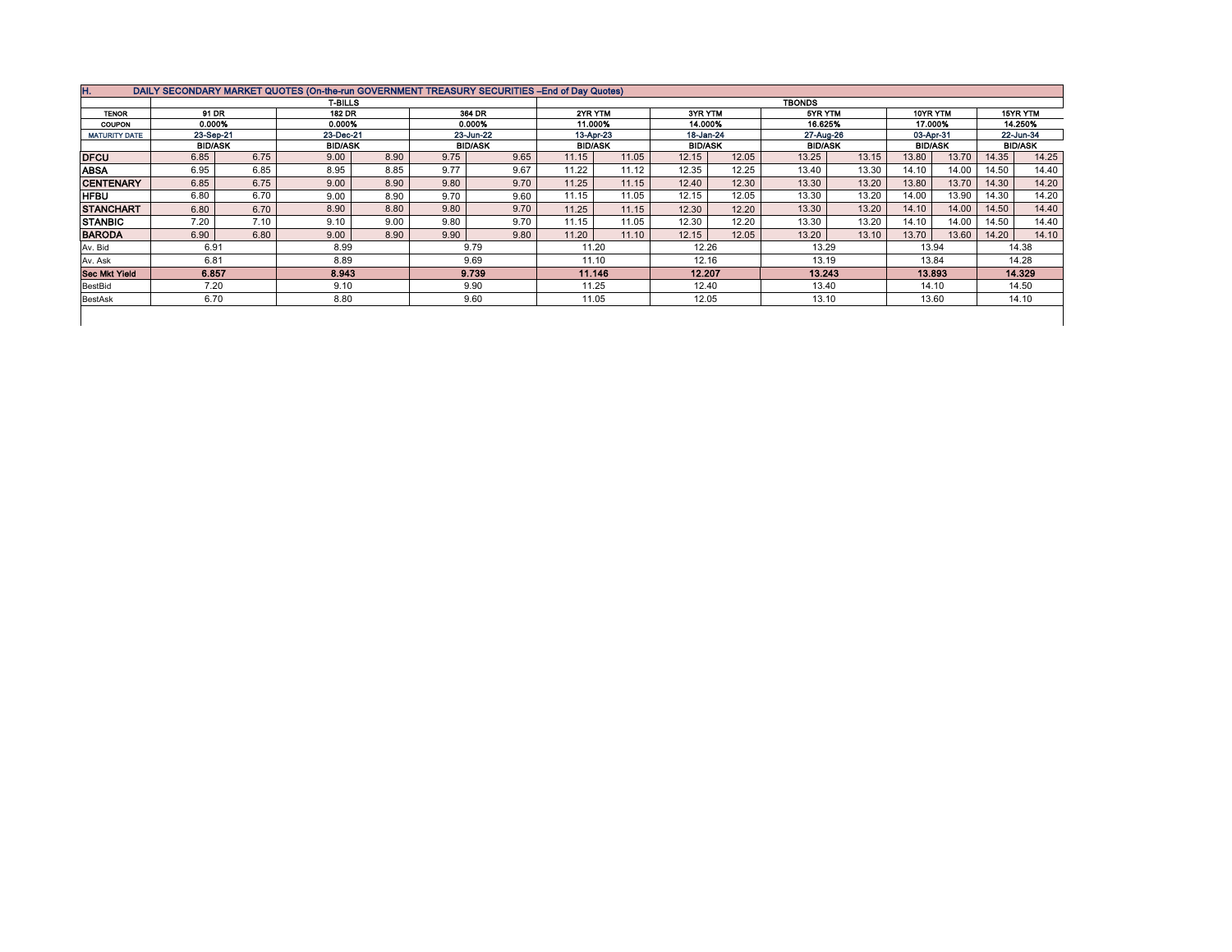| H. | DAILY SECONDARY MARKET QUOTES (On-the-run GOVERNMENT TREASURY SECURITIES –End of Day Quotes) | | | | | | | | | | | | | | | |
|---|---|---|---|---|---|---|---|---|---|---|---|---|---|---|---|---|
| | T-BILLS | | | | | | TBONDS | | | | | | | | | |
| TENOR | 91 DR | | 182 DR | | 364 DR | | 2YR YTM | | 3YR YTM | | 5YR YTM | | 10YR YTM | | 15YR YTM | |
| COUPON | 0.000% | | 0.000% | | 0.000% | | 11.000% | | 14.000% | | 16.625% | | 17.000% | | 14.250% | |
| MATURITY DATE | 23-Sep-21 | | 23-Dec-21 | | 23-Jun-22 | | 13-Apr-23 | | 18-Jan-24 | | 27-Aug-26 | | 03-Apr-31 | | 22-Jun-34 | |
| | BID/ASK | | BID/ASK | | BID/ASK | | BID/ASK | | BID/ASK | | BID/ASK | | BID/ASK | | BID/ASK | |
| **DFCU** | 6.85 | 6.75 | 9.00 | 8.90 | 9.75 | 9.65 | 11.15 | 11.05 | 12.15 | 12.05 | 13.25 | 13.15 | 13.80 | 13.70 | 14.35 | 14.25 |
| **ABSA** | 6.95 | 6.85 | 8.95 | 8.85 | 9.77 | 9.67 | 11.22 | 11.12 | 12.35 | 12.25 | 13.40 | 13.30 | 14.10 | 14.00 | 14.50 | 14.40 |
| **CENTENARY** | 6.85 | 6.75 | 9.00 | 8.90 | 9.80 | 9.70 | 11.25 | 11.15 | 12.40 | 12.30 | 13.30 | 13.20 | 13.80 | 13.70 | 14.30 | 14.20 |
| **HFBU** | 6.80 | 6.70 | 9.00 | 8.90 | 9.70 | 9.60 | 11.15 | 11.05 | 12.15 | 12.05 | 13.30 | 13.20 | 14.00 | 13.90 | 14.30 | 14.20 |
| **STANCHART** | 6.80 | 6.70 | 8.90 | 8.80 | 9.80 | 9.70 | 11.25 | 11.15 | 12.30 | 12.20 | 13.30 | 13.20 | 14.10 | 14.00 | 14.50 | 14.40 |
| **STANBIC** | 7.20 | 7.10 | 9.10 | 9.00 | 9.80 | 9.70 | 11.15 | 11.05 | 12.30 | 12.20 | 13.30 | 13.20 | 14.10 | 14.00 | 14.50 | 14.40 |
| **BARODA** | 6.90 | 6.80 | 9.00 | 8.90 | 9.90 | 9.80 | 11.20 | 11.10 | 12.15 | 12.05 | 13.20 | 13.10 | 13.70 | 13.60 | 14.20 | 14.10 |
| Av. Bid | 6.91 | | 8.99 | | 9.79 | | 11.20 | | 12.26 | | 13.29 | | 13.94 | | 14.38 | |
| Av. Ask | 6.81 | | 8.89 | | 9.69 | | 11.10 | | 12.16 | | 13.19 | | 13.84 | | 14.28 | |
| **Sec Mkt Yield** | **6.857** | | **8.943** | | **9.739** | | **11.146** | | **12.207** | | **13.243** | | **13.893** | | **14.329** | |
| BestBid | 7.20 | | 9.10 | | 9.90 | | 11.25 | | 12.40 | | 13.40 | | 14.10 | | 14.50 | |
| BestAsk | 6.70 | | 8.80 | | 9.60 | | 11.05 | | 12.05 | | 13.10 | | 13.60 | | 14.10 | |